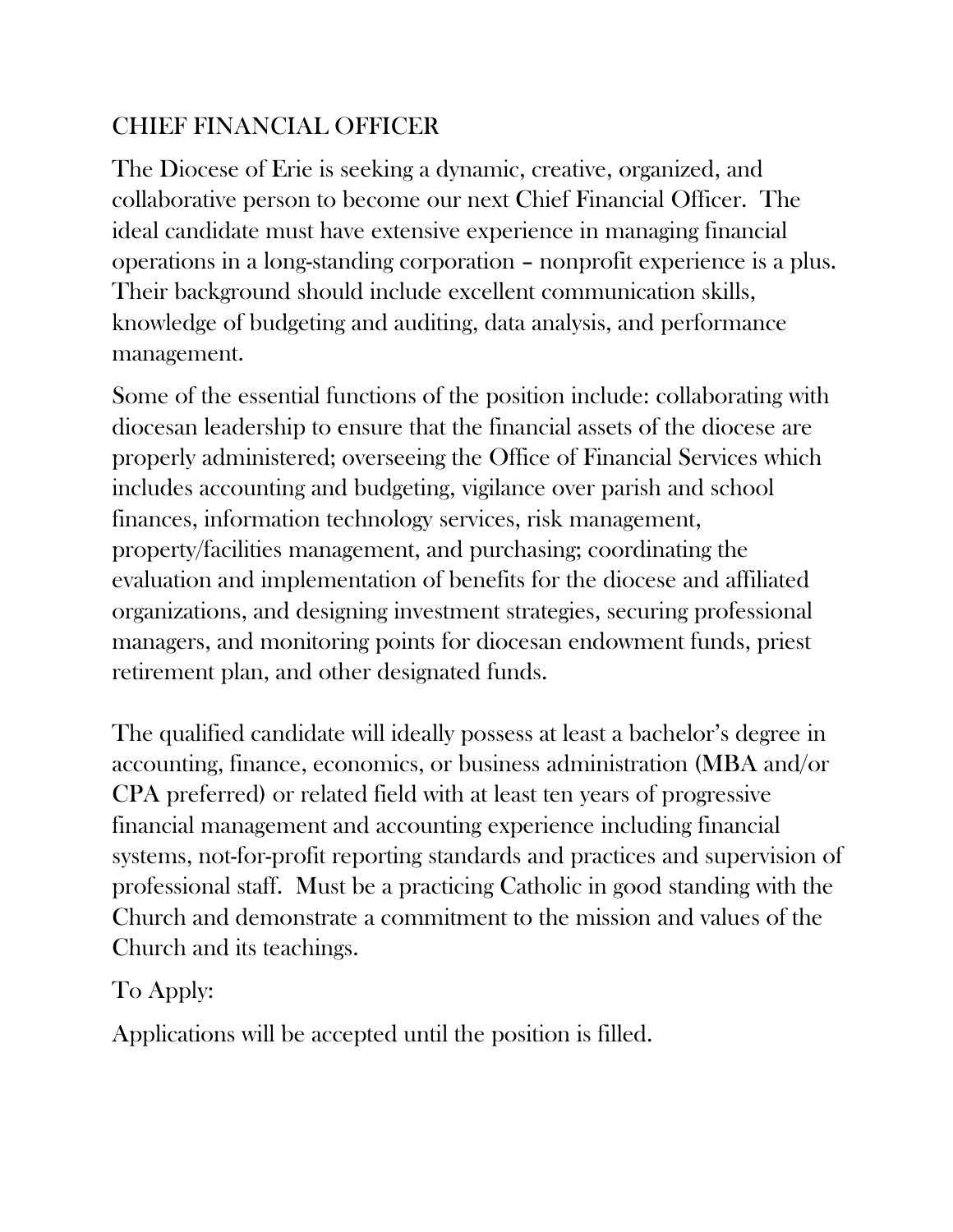# CHIEF FINANCIAL OFFICER

The Diocese of Erie is seeking a dynamic, creative, organized, and collaborative person to become our next Chief Financial Officer. The ideal candidate must have extensive experience in managing financial operations in a long-standing corporation – nonprofit experience is a plus. Their background should include excellent communication skills, knowledge of budgeting and auditing, data analysis, and performance management.

Some of the essential functions of the position include: collaborating with diocesan leadership to ensure that the financial assets of the diocese are properly administered; overseeing the Office of Financial Services which includes accounting and budgeting, vigilance over parish and school finances, information technology services, risk management, property/facilities management, and purchasing; coordinating the evaluation and implementation of benefits for the diocese and affiliated organizations, and designing investment strategies, securing professional managers, and monitoring points for diocesan endowment funds, priest retirement plan, and other designated funds.

The qualified candidate will ideally possess at least a bachelor's degree in accounting, finance, economics, or business administration (MBA and/or CPA preferred) or related field with at least ten years of progressive financial management and accounting experience including financial systems, not-for-profit reporting standards and practices and supervision of professional staff. Must be a practicing Catholic in good standing with the Church and demonstrate a commitment to the mission and values of the Church and its teachings.

To Apply:

Applications will be accepted until the position is filled.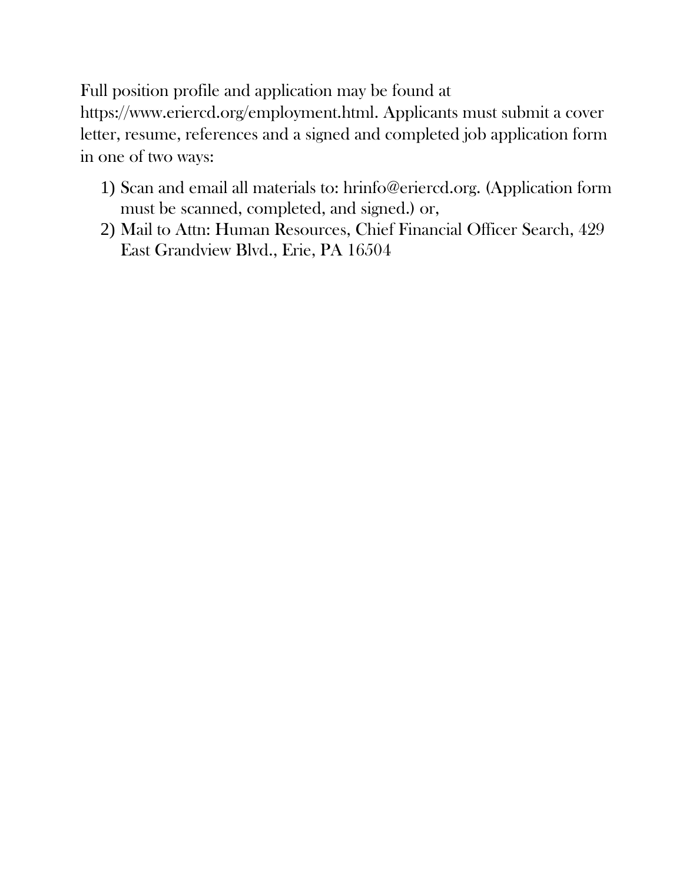Full position profile and application may be found at https://www.eriercd.org/employment.html. Applicants must submit a cover letter, resume, references and a signed and completed job application form in one of two ways:

1) Scan and email all materials to: hrinfo@eriercd.org. (Application form must be scanned, completed, and signed.) or,
2) Mail to Attn: Human Resources, Chief Financial Officer Search, 429 East Grandview Blvd., Erie, PA 16504